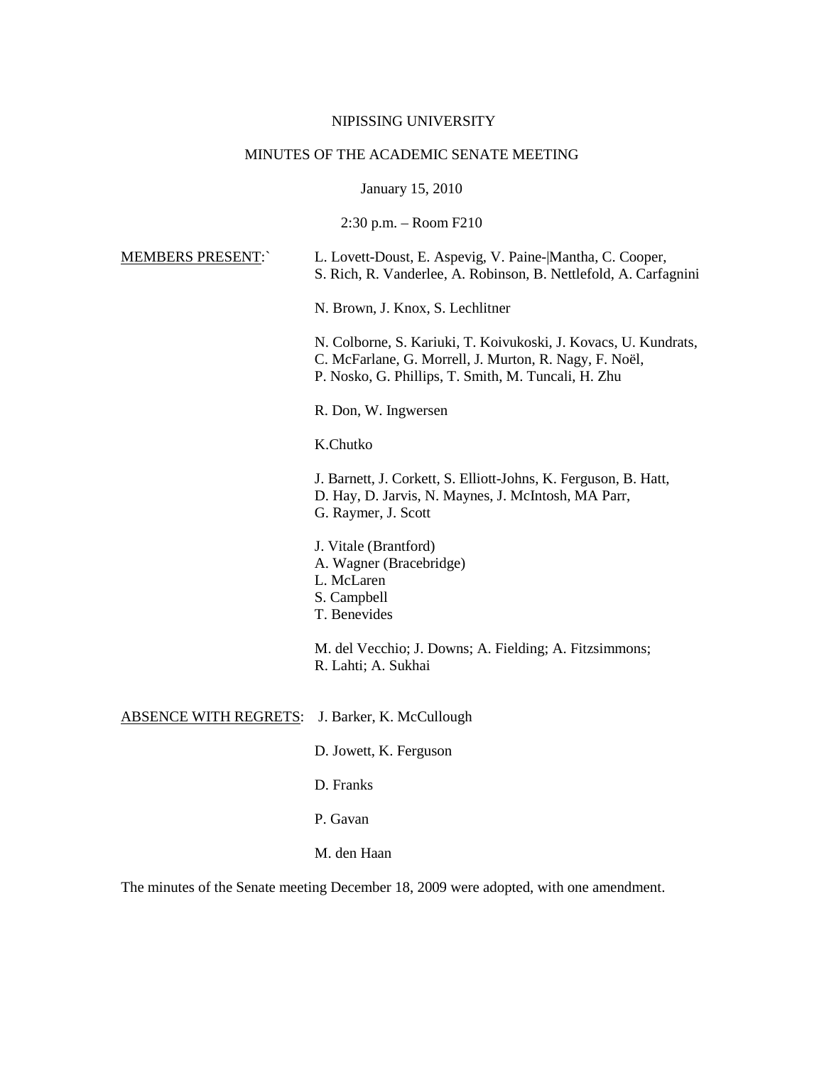NIPISSING UNIVERSITY

MINUTES OF THE ACADEMIC SENATE MEETING

January 15, 2010

2:30 p.m. – Room F210

MEMBERS PRESENT:` L. Lovett-Doust, E. Aspevig, V. Paine-|Mantha, C. Cooper, S. Rich, R. Vanderlee, A. Robinson, B. Nettlefold, A. Carfagnini

N. Brown, J. Knox, S. Lechlitner

N. Colborne, S. Kariuki, T. Koivukoski, J. Kovacs, U. Kundrats, C. McFarlane, G. Morrell, J. Murton, R. Nagy, F. Noël, P. Nosko, G. Phillips, T. Smith, M. Tuncali, H. Zhu

R. Don, W. Ingwersen

K.Chutko

J. Barnett, J. Corkett, S. Elliott-Johns, K. Ferguson, B. Hatt, D. Hay, D. Jarvis, N. Maynes, J. McIntosh, MA Parr, G. Raymer, J. Scott

J. Vitale (Brantford)
A. Wagner (Bracebridge)
L. McLaren
S. Campbell
T. Benevides

M. del Vecchio; J. Downs; A. Fielding; A. Fitzsimmons; R. Lahti; A. Sukhai

ABSENCE WITH REGRETS: J. Barker, K. McCullough

D. Jowett, K. Ferguson

D. Franks

P. Gavan

M. den Haan

The minutes of the Senate meeting December 18, 2009 were adopted, with one amendment.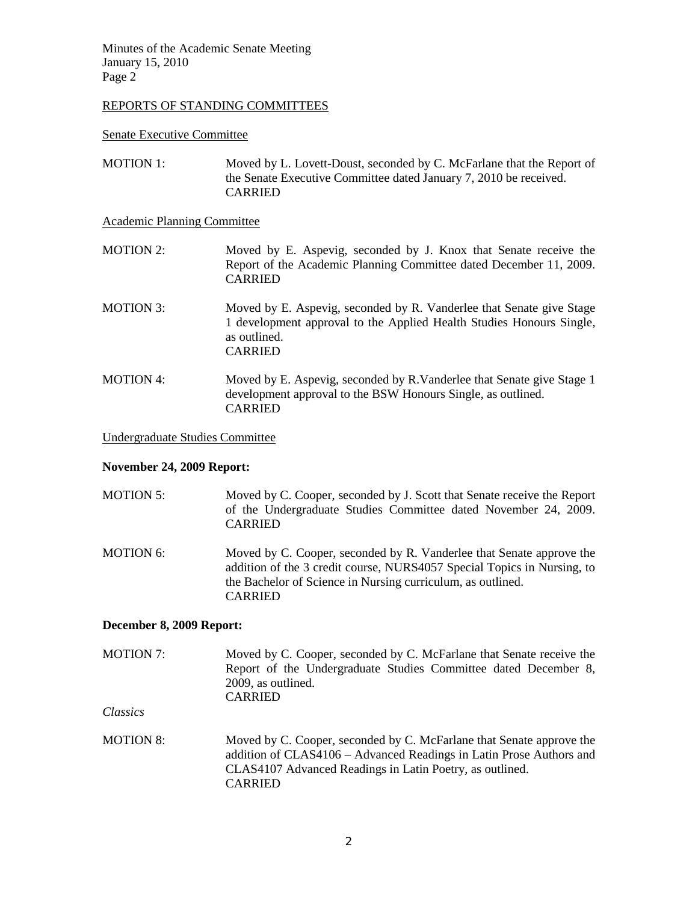## REPORTS OF STANDING COMMITTEES

### Senate Executive Committee

MOTION 1: Moved by L. Lovett-Doust, seconded by C. McFarlane that the Report of the Senate Executive Committee dated January 7, 2010 be received.
CARRIED

### Academic Planning Committee

MOTION 2: Moved by E. Aspevig, seconded by J. Knox that Senate receive the Report of the Academic Planning Committee dated December 11, 2009.
CARRIED

MOTION 3: Moved by E. Aspevig, seconded by R. Vanderlee that Senate give Stage 1 development approval to the Applied Health Studies Honours Single, as outlined.
CARRIED

MOTION 4: Moved by E. Aspevig, seconded by R.Vanderlee that Senate give Stage 1 development approval to the BSW Honours Single, as outlined.
CARRIED

### Undergraduate Studies Committee

**November 24, 2009 Report:**

MOTION 5: Moved by C. Cooper, seconded by J. Scott that Senate receive the Report of the Undergraduate Studies Committee dated November 24, 2009.
CARRIED

MOTION 6: Moved by C. Cooper, seconded by R. Vanderlee that Senate approve the addition of the 3 credit course, NURS4057 Special Topics in Nursing, to the Bachelor of Science in Nursing curriculum, as outlined.
CARRIED

**December 8, 2009 Report:**

MOTION 7: Moved by C. Cooper, seconded by C. McFarlane that Senate receive the Report of the Undergraduate Studies Committee dated December 8, 2009, as outlined.
CARRIED

*Classics*

MOTION 8: Moved by C. Cooper, seconded by C. McFarlane that Senate approve the addition of CLAS4106 – Advanced Readings in Latin Prose Authors and CLAS4107 Advanced Readings in Latin Poetry, as outlined.
CARRIED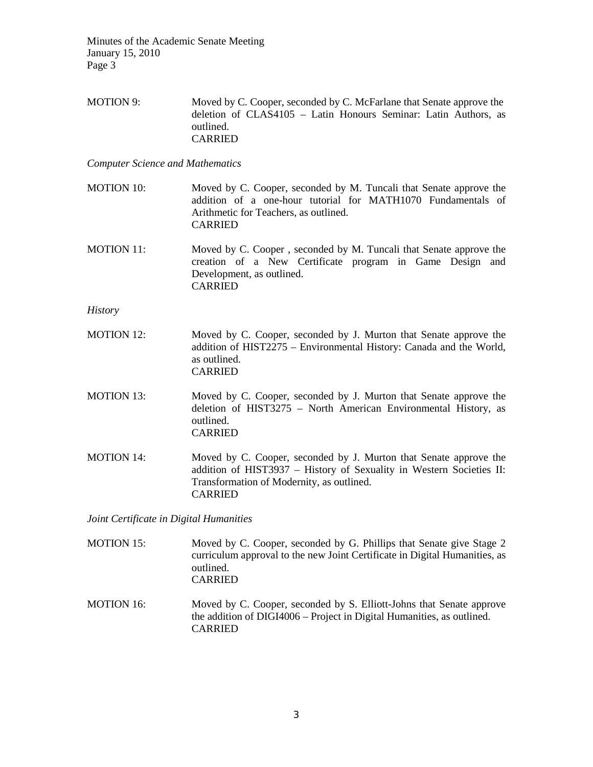MOTION 9: Moved by C. Cooper, seconded by C. McFarlane that Senate approve the deletion of CLAS4105 – Latin Honours Seminar: Latin Authors, as outlined.
CARRIED

*Computer Science and Mathematics*

MOTION 10: Moved by C. Cooper, seconded by M. Tuncali that Senate approve the addition of a one-hour tutorial for MATH1070 Fundamentals of Arithmetic for Teachers, as outlined.
CARRIED

MOTION 11: Moved by C. Cooper , seconded by M. Tuncali that Senate approve the creation of a New Certificate program in Game Design and Development, as outlined.
CARRIED

*History*

MOTION 12: Moved by C. Cooper, seconded by J. Murton that Senate approve the addition of HIST2275 – Environmental History: Canada and the World, as outlined.
CARRIED

MOTION 13: Moved by C. Cooper, seconded by J. Murton that Senate approve the deletion of HIST3275 – North American Environmental History, as outlined.
CARRIED

MOTION 14: Moved by C. Cooper, seconded by J. Murton that Senate approve the addition of HIST3937 – History of Sexuality in Western Societies II: Transformation of Modernity, as outlined.
CARRIED

*Joint Certificate in Digital Humanities*

MOTION 15: Moved by C. Cooper, seconded by G. Phillips that Senate give Stage 2 curriculum approval to the new Joint Certificate in Digital Humanities, as outlined.
CARRIED

MOTION 16: Moved by C. Cooper, seconded by S. Elliott-Johns that Senate approve the addition of DIGI4006 – Project in Digital Humanities, as outlined.
CARRIED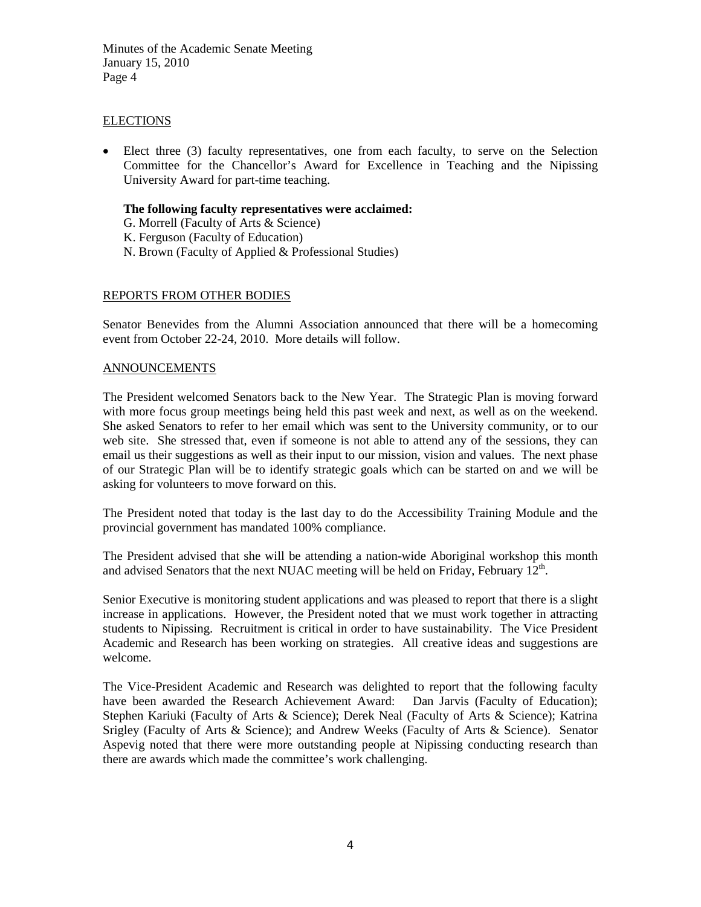## ELECTIONS

- Elect three (3) faculty representatives, one from each faculty, to serve on the Selection Committee for the Chancellor's Award for Excellence in Teaching and the Nipissing University Award for part-time teaching.

  **The following faculty representatives were acclaimed:**
  G. Morrell (Faculty of Arts & Science)
  K. Ferguson (Faculty of Education)
  N. Brown (Faculty of Applied & Professional Studies)

## REPORTS FROM OTHER BODIES

Senator Benevides from the Alumni Association announced that there will be a homecoming event from October 22-24, 2010. More details will follow.

## ANNOUNCEMENTS

The President welcomed Senators back to the New Year. The Strategic Plan is moving forward with more focus group meetings being held this past week and next, as well as on the weekend. She asked Senators to refer to her email which was sent to the University community, or to our web site. She stressed that, even if someone is not able to attend any of the sessions, they can email us their suggestions as well as their input to our mission, vision and values. The next phase of our Strategic Plan will be to identify strategic goals which can be started on and we will be asking for volunteers to move forward on this.

The President noted that today is the last day to do the Accessibility Training Module and the provincial government has mandated 100% compliance.

The President advised that she will be attending a nation-wide Aboriginal workshop this month and advised Senators that the next NUAC meeting will be held on Friday, February 12th.

Senior Executive is monitoring student applications and was pleased to report that there is a slight increase in applications. However, the President noted that we must work together in attracting students to Nipissing. Recruitment is critical in order to have sustainability. The Vice President Academic and Research has been working on strategies. All creative ideas and suggestions are welcome.

The Vice-President Academic and Research was delighted to report that the following faculty have been awarded the Research Achievement Award: Dan Jarvis (Faculty of Education); Stephen Kariuki (Faculty of Arts & Science); Derek Neal (Faculty of Arts & Science); Katrina Srigley (Faculty of Arts & Science); and Andrew Weeks (Faculty of Arts & Science). Senator Aspevig noted that there were more outstanding people at Nipissing conducting research than there are awards which made the committee's work challenging.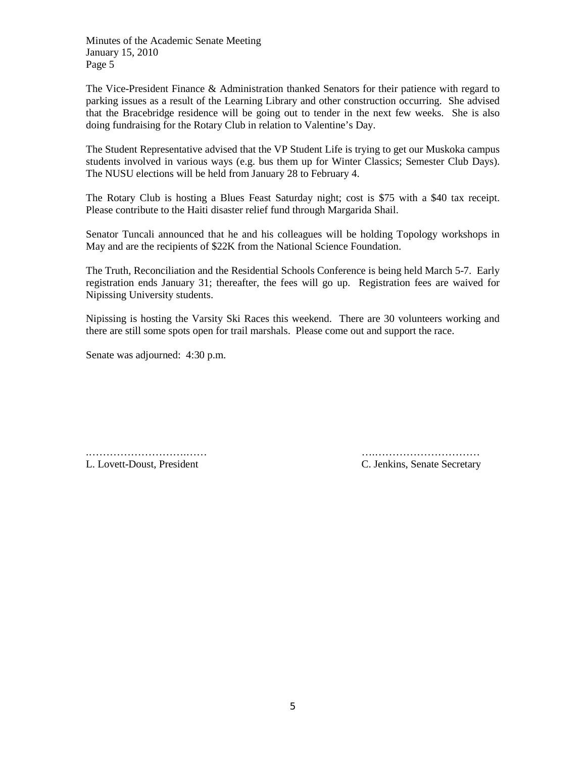The Vice-President Finance & Administration thanked Senators for their patience with regard to parking issues as a result of the Learning Library and other construction occurring. She advised that the Bracebridge residence will be going out to tender in the next few weeks. She is also doing fundraising for the Rotary Club in relation to Valentine's Day.

The Student Representative advised that the VP Student Life is trying to get our Muskoka campus students involved in various ways (e.g. bus them up for Winter Classics; Semester Club Days). The NUSU elections will be held from January 28 to February 4.

The Rotary Club is hosting a Blues Feast Saturday night; cost is $75 with a $40 tax receipt. Please contribute to the Haiti disaster relief fund through Margarida Shail.

Senator Tuncali announced that he and his colleagues will be holding Topology workshops in May and are the recipients of $22K from the National Science Foundation.

The Truth, Reconciliation and the Residential Schools Conference is being held March 5-7. Early registration ends January 31; thereafter, the fees will go up. Registration fees are waived for Nipissing University students.

Nipissing is hosting the Varsity Ski Races this weekend. There are 30 volunteers working and there are still some spots open for trail marshals. Please come out and support the race.

Senate was adjourned: 4:30 p.m.

……………………………… ……………………………

L. Lovett-Doust, President C. Jenkins, Senate Secretary